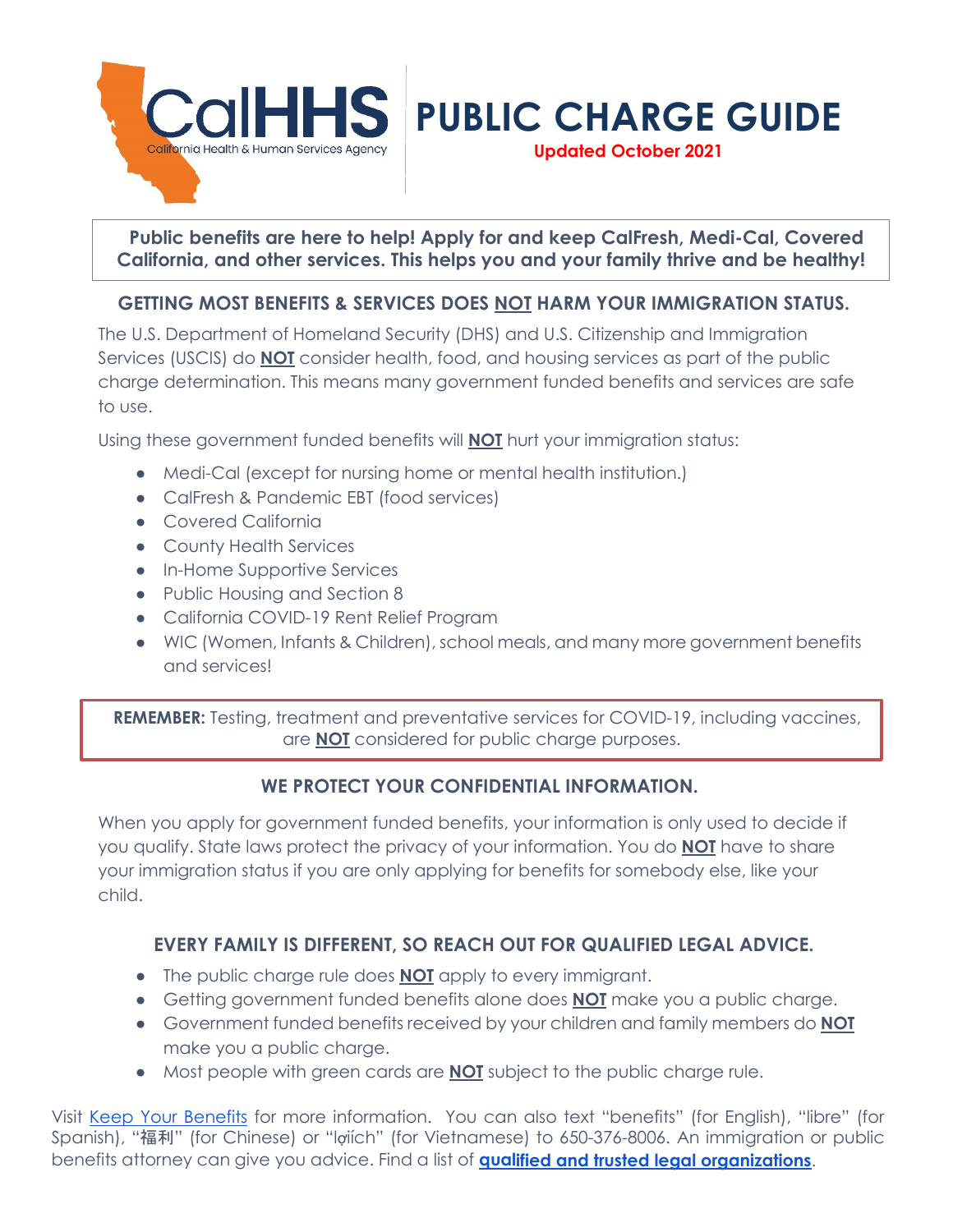CalHHS

California Health & Human Services Agency

# PUBLIC CHARGE GUIDE

**Updated October 2021**

**Public benefits are here to help! Apply for and keep CalFresh, Medi-Cal, Covered California, and other services. This helps you and your family thrive and be healthy!**

## GETTING MOST BENEFITS & SERVICES DOES NOT HARM YOUR IMMIGRATION STATUS.

The U.S. Department of Homeland Security (DHS) and U.S. Citizenship and Immigration Services (USCIS) do **NOT** consider health, food, and housing services as part of the public charge determination. This means many government funded benefits and services are safe to use.

Using these government funded benefits will **NOT** hurt your immigration status:

- Medi-Cal (except for nursing home or mental health institution.)
- CalFresh & Pandemic EBT (food services)
- Covered California
- County Health Services
- In-Home Supportive Services
- Public Housing and Section 8
- California COVID-19 Rent Relief Program
- WIC (Women, Infants & Children), school meals, and many more government benefits and services!

**REMEMBER:** Testing, treatment and preventative services for COVID-19, including vaccines, are **NOT** considered for public charge purposes.

## WE PROTECT YOUR CONFIDENTIAL INFORMATION.

When you apply for government funded benefits, your information is only used to decide if you qualify. State laws protect the privacy of your information. You do **NOT** have to share your immigration status if you are only applying for benefits for somebody else, like your child.

## EVERY FAMILY IS DIFFERENT, SO REACH OUT FOR QUALIFIED LEGAL ADVICE.

- The public charge rule does **NOT** apply to every immigrant.
- Getting government funded benefits alone does **NOT** make you a public charge.
- Government funded benefits received by your children and family members do **NOT** make you a public charge.
- Most people with green cards are **NOT** subject to the public charge rule.

Visit Keep Your Benefits for more information. You can also text "benefits" (for English), "libre" (for Spanish), "福利" (for Chinese) or "lợiích" (for Vietnamese) to 650-376-8006. An immigration or public benefits attorney can give you advice. Find a list of **qualified and trusted legal organizations**.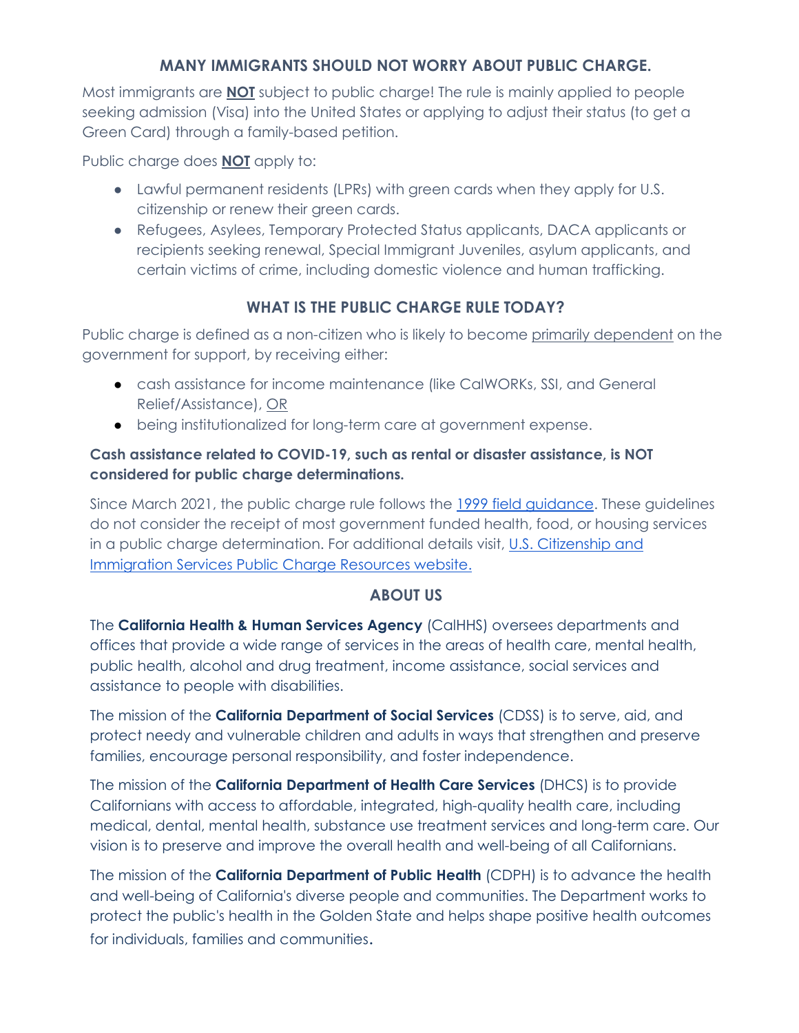## MANY IMMIGRANTS SHOULD NOT WORRY ABOUT PUBLIC CHARGE.

Most immigrants are **NOT** subject to public charge! The rule is mainly applied to people seeking admission (Visa) into the United States or applying to adjust their status (to get a Green Card) through a family-based petition.

Public charge does **NOT** apply to:

- Lawful permanent residents (LPRs) with green cards when they apply for U.S. citizenship or renew their green cards.
- Refugees, Asylees, Temporary Protected Status applicants, DACA applicants or recipients seeking renewal, Special Immigrant Juveniles, asylum applicants, and certain victims of crime, including domestic violence and human trafficking.

## WHAT IS THE PUBLIC CHARGE RULE TODAY?

Public charge is defined as a non-citizen who is likely to become primarily dependent on the government for support, by receiving either:

- cash assistance for income maintenance (like CalWORKs, SSI, and General Relief/Assistance), OR
- being institutionalized for long-term care at government expense.

**Cash assistance related to COVID-19, such as rental or disaster assistance, is NOT considered for public charge determinations.**

Since March 2021, the public charge rule follows the 1999 field guidance. These guidelines do not consider the receipt of most government funded health, food, or housing services in a public charge determination. For additional details visit, U.S. Citizenship and Immigration Services Public Charge Resources website.

## ABOUT US

The **California Health & Human Services Agency** (CalHHS) oversees departments and offices that provide a wide range of services in the areas of health care, mental health, public health, alcohol and drug treatment, income assistance, social services and assistance to people with disabilities.

The mission of the **California Department of Social Services** (CDSS) is to serve, aid, and protect needy and vulnerable children and adults in ways that strengthen and preserve families, encourage personal responsibility, and foster independence.

The mission of the **California Department of Health Care Services** (DHCS) is to provide Californians with access to affordable, integrated, high-quality health care, including medical, dental, mental health, substance use treatment services and long-term care. Our vision is to preserve and improve the overall health and well-being of all Californians.

The mission of the **California Department of Public Health** (CDPH) is to advance the health and well-being of California's diverse people and communities. The Department works to protect the public's health in the Golden State and helps shape positive health outcomes for individuals, families and communities.